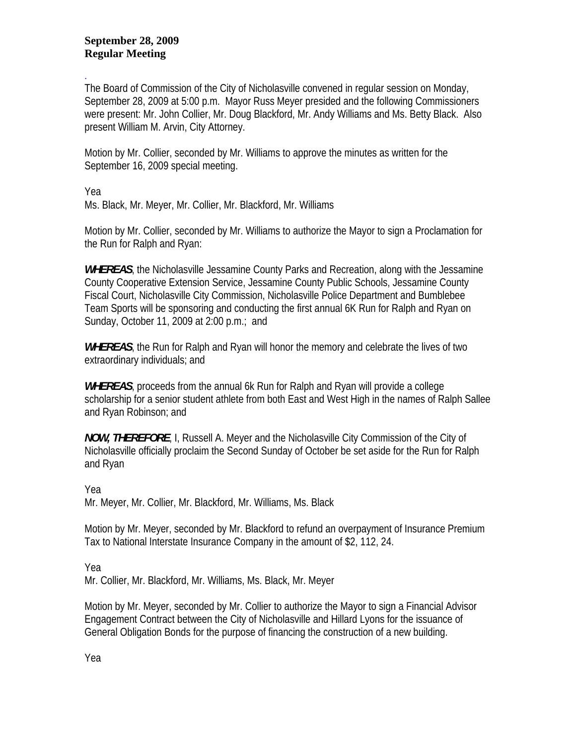**September 28, 2009**
**Regular Meeting**

.
The Board of Commission of the City of Nicholasville convened in regular session on Monday, September 28, 2009 at 5:00 p.m. Mayor Russ Meyer presided and the following Commissioners were present: Mr. John Collier, Mr. Doug Blackford, Mr. Andy Williams and Ms. Betty Black. Also present William M. Arvin, City Attorney.

Motion by Mr. Collier, seconded by Mr. Williams to approve the minutes as written for the September 16, 2009 special meeting.

Yea
Ms. Black, Mr. Meyer, Mr. Collier, Mr. Blackford, Mr. Williams

Motion by Mr. Collier, seconded by Mr. Williams to authorize the Mayor to sign a Proclamation for the Run for Ralph and Ryan:

***WHEREAS***, the Nicholasville Jessamine County Parks and Recreation, along with the Jessamine County Cooperative Extension Service, Jessamine County Public Schools, Jessamine County Fiscal Court, Nicholasville City Commission, Nicholasville Police Department and Bumblebee Team Sports will be sponsoring and conducting the first annual 6K Run for Ralph and Ryan on Sunday, October 11, 2009 at 2:00 p.m.; and

***WHEREAS***, the Run for Ralph and Ryan will honor the memory and celebrate the lives of two extraordinary individuals; and

***WHEREAS***, proceeds from the annual 6k Run for Ralph and Ryan will provide a college scholarship for a senior student athlete from both East and West High in the names of Ralph Sallee and Ryan Robinson; and

***NOW, THEREFORE***, I, Russell A. Meyer and the Nicholasville City Commission of the City of Nicholasville officially proclaim the Second Sunday of October be set aside for the Run for Ralph and Ryan

Yea
Mr. Meyer, Mr. Collier, Mr. Blackford, Mr. Williams, Ms. Black

Motion by Mr. Meyer, seconded by Mr. Blackford to refund an overpayment of Insurance Premium Tax to National Interstate Insurance Company in the amount of $2, 112, 24.

Yea
Mr. Collier, Mr. Blackford, Mr. Williams, Ms. Black, Mr. Meyer

Motion by Mr. Meyer, seconded by Mr. Collier to authorize the Mayor to sign a Financial Advisor Engagement Contract between the City of Nicholasville and Hillard Lyons for the issuance of General Obligation Bonds for the purpose of financing the construction of a new building.

Yea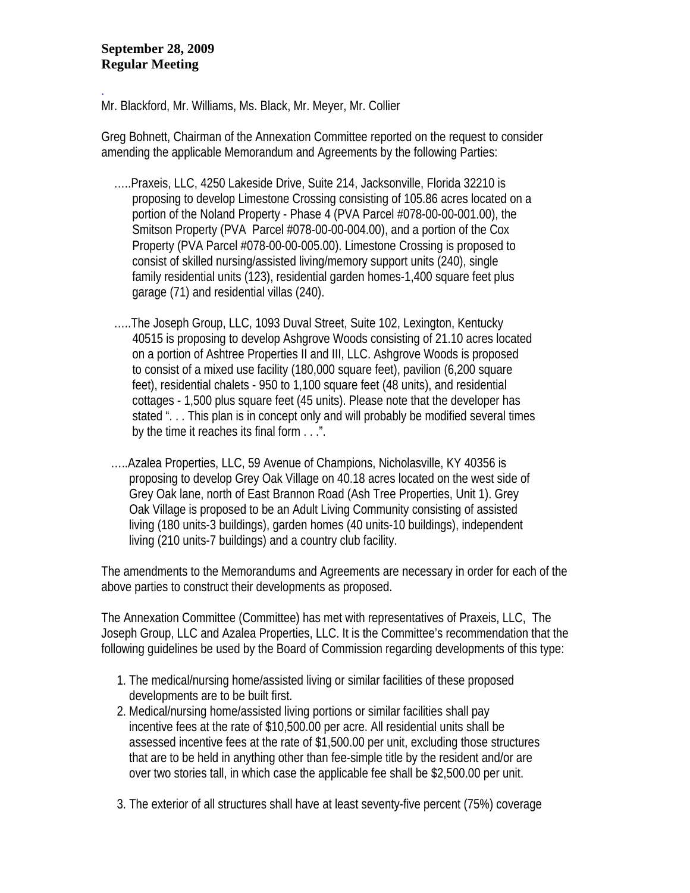**September 28, 2009**
**Regular Meeting**

.
Mr. Blackford, Mr. Williams, Ms. Black, Mr. Meyer, Mr. Collier

Greg Bohnett, Chairman of the Annexation Committee reported on the request to consider amending the applicable Memorandum and Agreements by the following Parties:

…..Praxeis, LLC, 4250 Lakeside Drive, Suite 214, Jacksonville, Florida 32210 is proposing to develop Limestone Crossing consisting of 105.86 acres located on a portion of the Noland Property - Phase 4 (PVA Parcel #078-00-00-001.00), the Smitson Property (PVA Parcel #078-00-00-004.00), and a portion of the Cox Property (PVA Parcel #078-00-00-005.00). Limestone Crossing is proposed to consist of skilled nursing/assisted living/memory support units (240), single family residential units (123), residential garden homes-1,400 square feet plus garage (71) and residential villas (240).

…..The Joseph Group, LLC, 1093 Duval Street, Suite 102, Lexington, Kentucky 40515 is proposing to develop Ashgrove Woods consisting of 21.10 acres located on a portion of Ashtree Properties II and III, LLC. Ashgrove Woods is proposed to consist of a mixed use facility (180,000 square feet), pavilion (6,200 square feet), residential chalets - 950 to 1,100 square feet (48 units), and residential cottages - 1,500 plus square feet (45 units). Please note that the developer has stated ". . . This plan is in concept only and will probably be modified several times by the time it reaches its final form . . .".

…..Azalea Properties, LLC, 59 Avenue of Champions, Nicholasville, KY 40356 is proposing to develop Grey Oak Village on 40.18 acres located on the west side of Grey Oak lane, north of East Brannon Road (Ash Tree Properties, Unit 1). Grey Oak Village is proposed to be an Adult Living Community consisting of assisted living (180 units-3 buildings), garden homes (40 units-10 buildings), independent living (210 units-7 buildings) and a country club facility.

The amendments to the Memorandums and Agreements are necessary in order for each of the above parties to construct their developments as proposed.

The Annexation Committee (Committee) has met with representatives of Praxeis, LLC, The Joseph Group, LLC and Azalea Properties, LLC. It is the Committee's recommendation that the following guidelines be used by the Board of Commission regarding developments of this type:

1. The medical/nursing home/assisted living or similar facilities of these proposed developments are to be built first.
2. Medical/nursing home/assisted living portions or similar facilities shall pay incentive fees at the rate of $10,500.00 per acre. All residential units shall be assessed incentive fees at the rate of $1,500.00 per unit, excluding those structures that are to be held in anything other than fee-simple title by the resident and/or are over two stories tall, in which case the applicable fee shall be $2,500.00 per unit.
3. The exterior of all structures shall have at least seventy-five percent (75%) coverage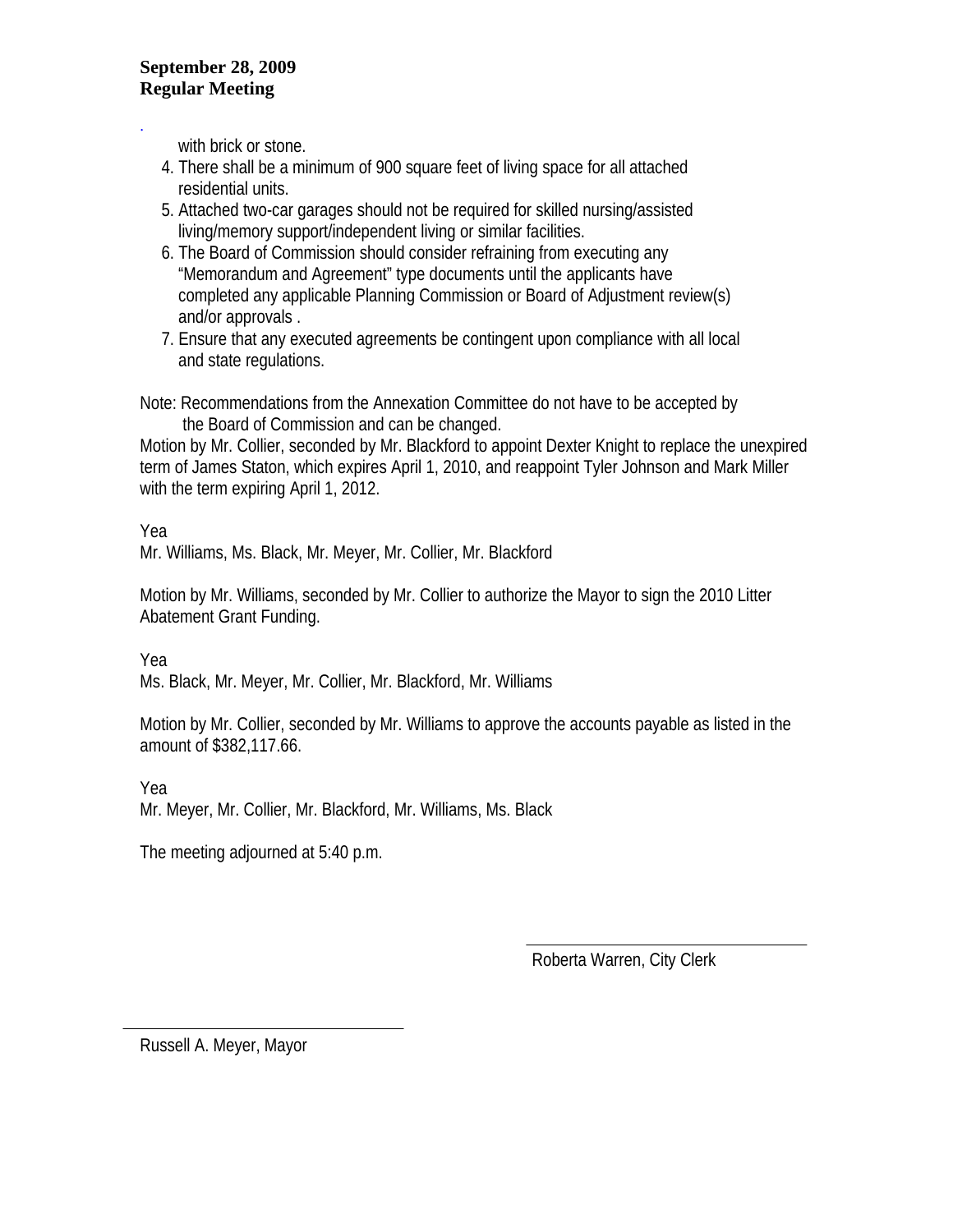with brick or stone.

4. There shall be a minimum of 900 square feet of living space for all attached residential units.
5. Attached two-car garages should not be required for skilled nursing/assisted living/memory support/independent living or similar facilities.
6. The Board of Commission should consider refraining from executing any "Memorandum and Agreement" type documents until the applicants have completed any applicable Planning Commission or Board of Adjustment review(s) and/or approvals .
7. Ensure that any executed agreements be contingent upon compliance with all local and state regulations.

Note: Recommendations from the Annexation Committee do not have to be accepted by the Board of Commission and can be changed.

Motion by Mr. Collier, seconded by Mr. Blackford to appoint Dexter Knight to replace the unexpired term of James Staton, which expires April 1, 2010, and reappoint Tyler Johnson and Mark Miller with the term expiring April 1, 2012.

Yea
Mr. Williams, Ms. Black, Mr. Meyer, Mr. Collier, Mr. Blackford

Motion by Mr. Williams, seconded by Mr. Collier to authorize the Mayor to sign the 2010 Litter Abatement Grant Funding.

Yea
Ms. Black, Mr. Meyer, Mr. Collier, Mr. Blackford, Mr. Williams

Motion by Mr. Collier, seconded by Mr. Williams to approve the accounts payable as listed in the amount of $382,117.66.

Yea
Mr. Meyer, Mr. Collier, Mr. Blackford, Mr. Williams, Ms. Black

The meeting adjourned at 5:40 p.m.

Roberta Warren, City Clerk

Russell A. Meyer, Mayor